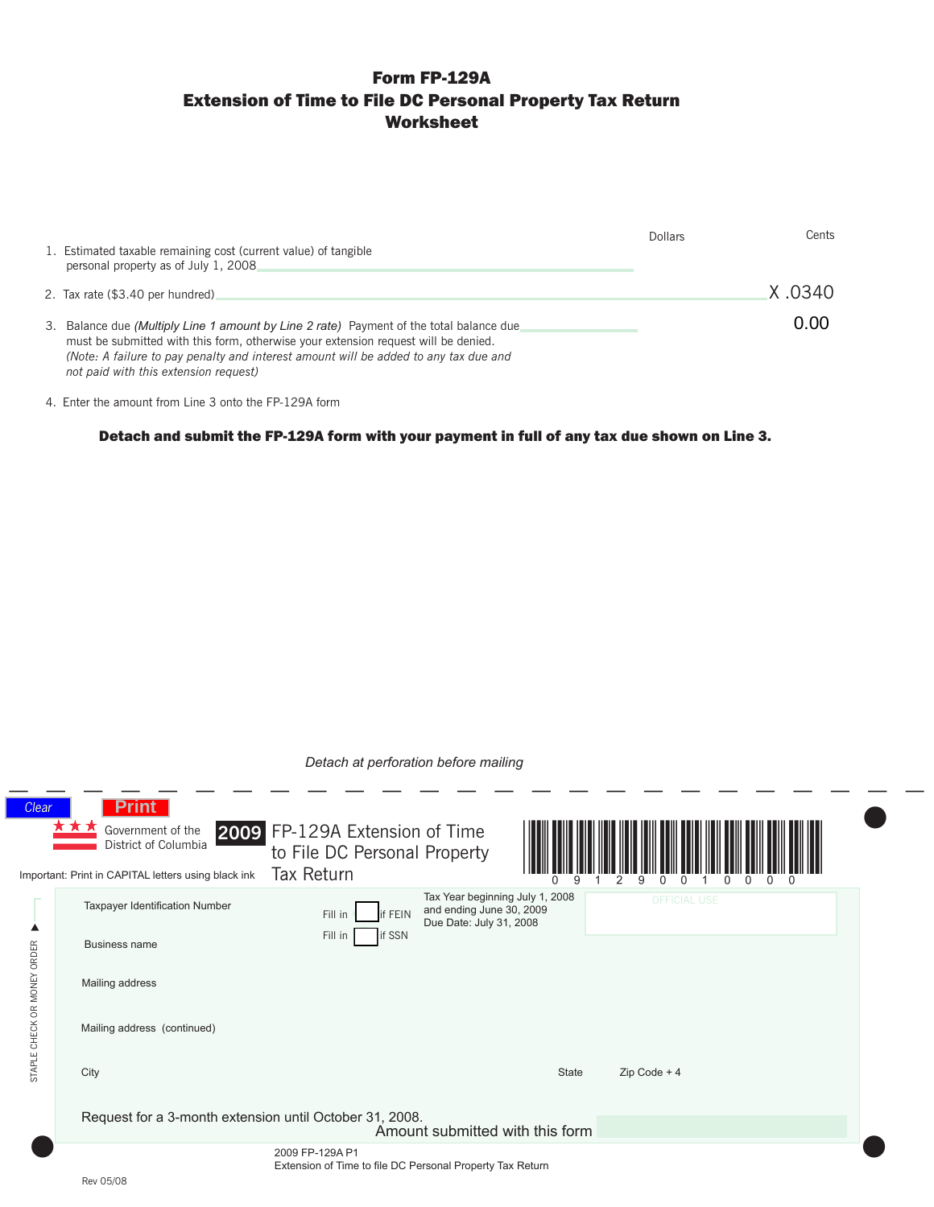# Form FP-129A
## Extension of Time to File DC Personal Property Tax Return
## Worksheet

| | Dollars | Cents |
|---|---|---|
| 1. Estimated taxable remaining cost (current value) of tangible personal property as of July 1, 2008 | | |
| 2. Tax rate ($3.40 per hundred) | X .0340 | |
| 3. Balance due *(Multiply Line 1 amount by Line 2 rate)* Payment of the total balance due must be submitted with this form, otherwise your extension request will be denied. *(Note: A failure to pay penalty and interest amount will be added to any tax due and not paid with this extension request)* | 0.00 | |
| 4. Enter the amount from Line 3 onto the FP-129A form | | |

**Detach and submit the FP-129A form with your payment in full of any tax due shown on Line 3.**

*Detach at perforation before mailing*

---

Clear Print

Government of the District of Columbia

**2009** FP-129A Extension of Time to File DC Personal Property Tax Return

0 9 1 2 9 0 0 1 0 0 0 0

Important: Print in CAPITAL letters using black ink

STAPLE CHECK OR MONEY ORDER

Taxpayer Identification Number

Fill in ☐ if FEIN

Fill in ☐ if SSN

Tax Year beginning July 1, 2008 and ending June 30, 2009
Due Date: July 31, 2008

OFFICIAL USE

Business name

Mailing address

Mailing address (continued)

City | State | Zip Code + 4

Request for a 3-month extension until October 31, 2008.

Amount submitted with this form

2009 FP-129A P1
Extension of Time to file DC Personal Property Tax Return

Rev 05/08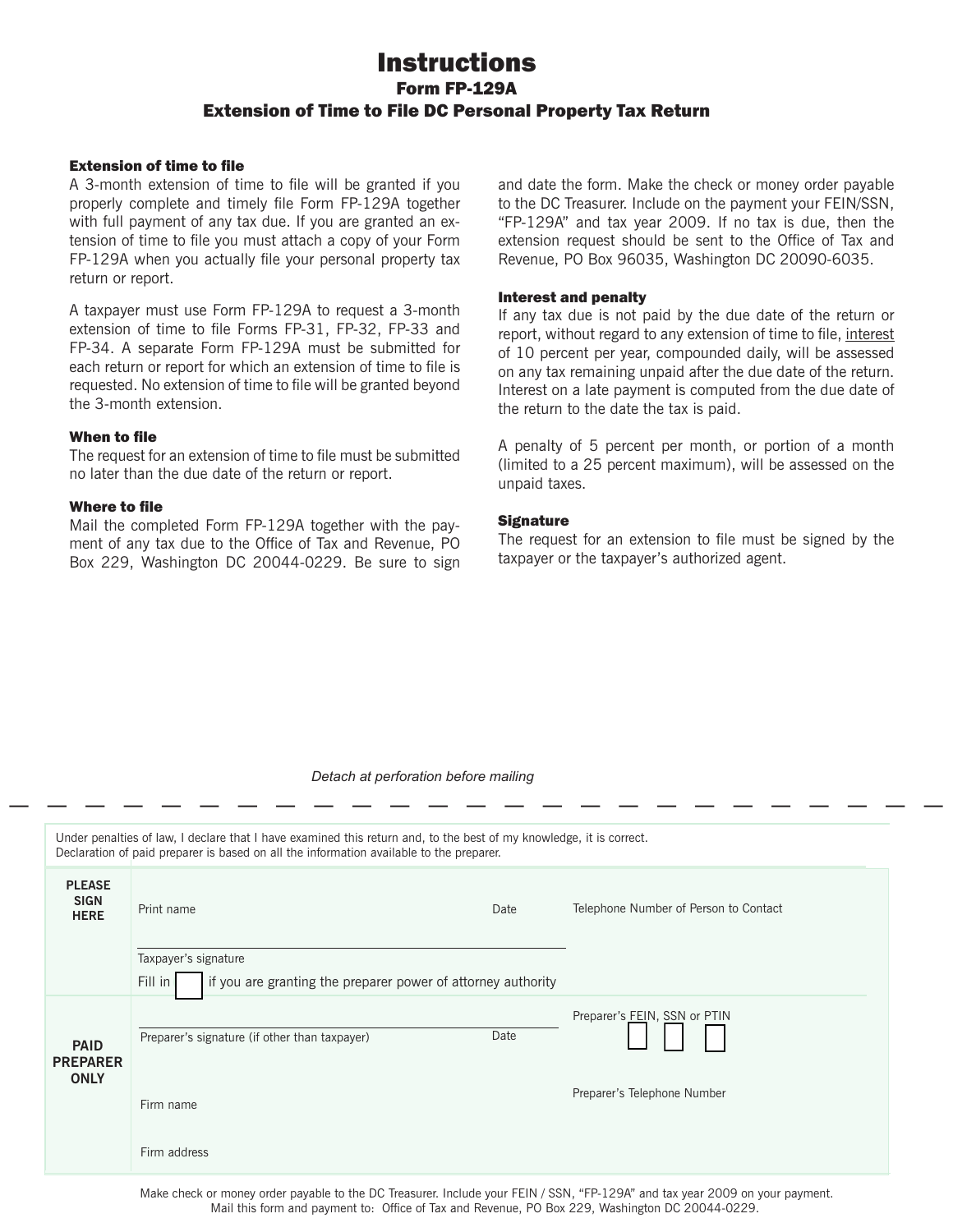# Instructions

## Form FP-129A

## Extension of Time to File DC Personal Property Tax Return

### Extension of time to file

A 3-month extension of time to file will be granted if you properly complete and timely file Form FP-129A together with full payment of any tax due. If you are granted an extension of time to file you must attach a copy of your Form FP-129A when you actually file your personal property tax return or report.

A taxpayer must use Form FP-129A to request a 3-month extension of time to file Forms FP-31, FP-32, FP-33 and FP-34. A separate Form FP-129A must be submitted for each return or report for which an extension of time to file is requested. No extension of time to file will be granted beyond the 3-month extension.

### When to file

The request for an extension of time to file must be submitted no later than the due date of the return or report.

### Where to file

Mail the completed Form FP-129A together with the payment of any tax due to the Office of Tax and Revenue, PO Box 229, Washington DC 20044-0229. Be sure to sign and date the form. Make the check or money order payable to the DC Treasurer. Include on the payment your FEIN/SSN, "FP-129A" and tax year 2009. If no tax is due, then the extension request should be sent to the Office of Tax and Revenue, PO Box 96035, Washington DC 20090-6035.

### Interest and penalty

If any tax due is not paid by the due date of the return or report, without regard to any extension of time to file, interest of 10 percent per year, compounded daily, will be assessed on any tax remaining unpaid after the due date of the return. Interest on a late payment is computed from the due date of the return to the date the tax is paid.

A penalty of 5 percent per month, or portion of a month (limited to a 25 percent maximum), will be assessed on the unpaid taxes.

### Signature

The request for an extension to file must be signed by the taxpayer or the taxpayer's authorized agent.

*Detach at perforation before mailing*

Under penalties of law, I declare that I have examined this return and, to the best of my knowledge, it is correct.
Declaration of paid preparer is based on all the information available to the preparer.

**PLEASE SIGN HERE**

Print name | Date | Telephone Number of Person to Contact

Taxpayer's signature

Fill in ☐ if you are granting the preparer power of attorney authority

**PAID PREPARER ONLY**

Preparer's signature (if other than taxpayer) | Date | Preparer's FEIN, SSN or PTIN ☐ ☐ ☐

Firm name | Preparer's Telephone Number

Firm address

Make check or money order payable to the DC Treasurer. Include your FEIN / SSN, "FP-129A" and tax year 2009 on your payment.
Mail this form and payment to: Office of Tax and Revenue, PO Box 229, Washington DC 20044-0229.